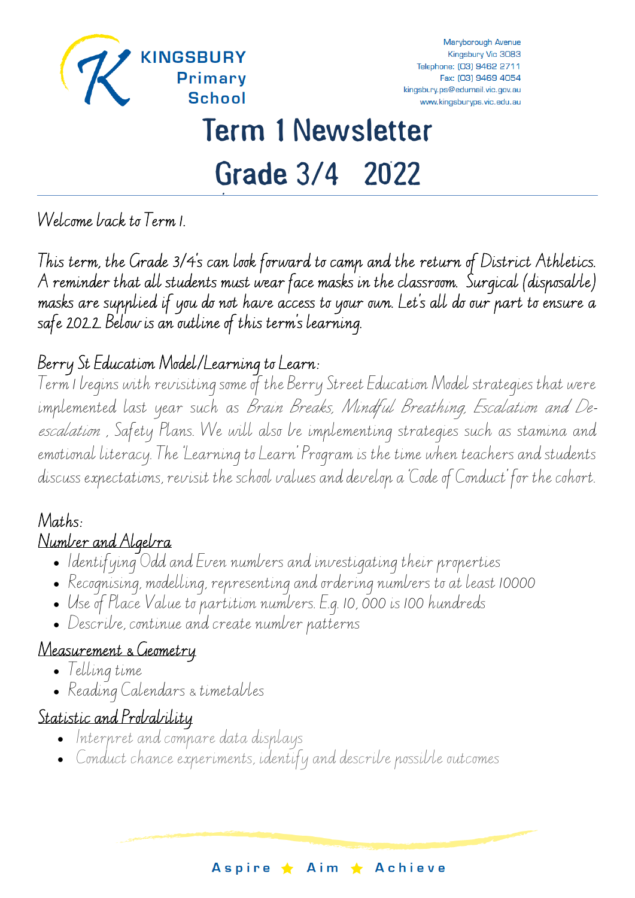KINGSBURY Primary School

Maryborough Avenue
Kingsbury Vic 3083
Telephone: (03) 9462 2711
Fax: (03) 9469 4054
kingsbury.ps@edumail.vic.gov.au
www.kingsburyps.vic.edu.au

# Term 1 Newsletter
# Grade 3/4 2022

Welcome back to Term 1.

This term, the Grade 3/4's can look forward to camp and the return of District Athletics. A reminder that all students must wear face masks in the classroom. Surgical (disposable) masks are supplied if you do not have access to your own. Let's all do our part to ensure a safe 2022. Below is an outline of this term's learning.

## Berry St Education Model/Learning to Learn:

Term 1 begins with revisiting some of the Berry Street Education Model strategies that were implemented last year such as *Brain Breaks, Mindful Breathing, Escalation and De-escalation* , Safety Plans. We will also be implementing strategies such as stamina and emotional literacy. The 'Learning to Learn' Program is the time when teachers and students discuss expectations, revisit the school values and develop a 'Code of Conduct' for the cohort.

## Maths:

### Number and Algebra

- Identifying Odd and Even numbers and investigating their properties
- Recognising, modelling, representing and ordering numbers to at least 10000
- Use of Place Value to partition numbers. E.g. 10, 000 is 100 hundreds
- Describe, continue and create number patterns

### Measurement & Geometry

- Telling time
- Reading Calendars & timetables

### Statistic and Probability

- Interpret and compare data displays
- Conduct chance experiments, identify and describe possible outcomes

Aspire ★ Aim ★ Achieve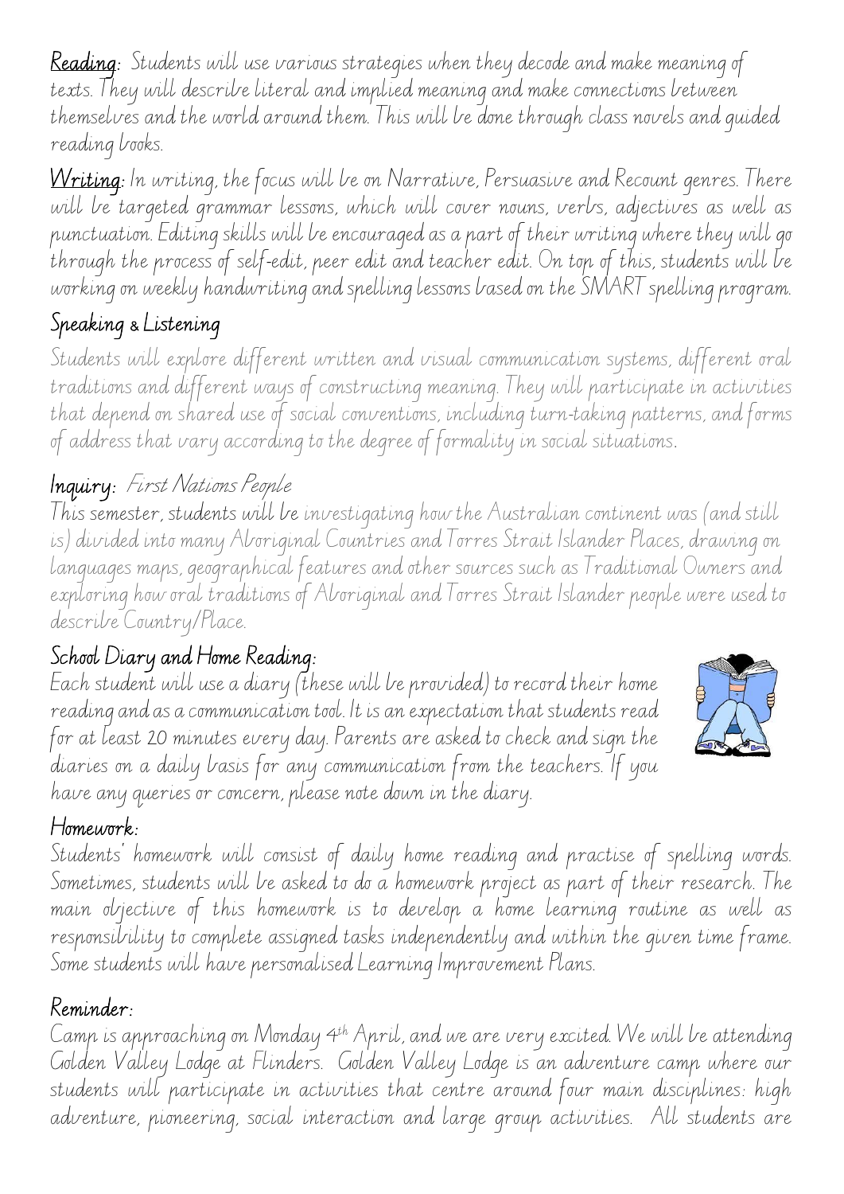**Reading**: Students will use various strategies when they decode and make meaning of texts. They will describe literal and implied meaning and make connections between themselves and the world around them. This will be done through class novels and guided reading books.

**Writing**: In writing, the focus will be on Narrative, Persuasive and Recount genres. There will be targeted grammar lessons, which will cover nouns, verbs, adjectives as well as punctuation. Editing skills will be encouraged as a part of their writing where they will go through the process of self-edit, peer edit and teacher edit. On top of this, students will be working on weekly handwriting and spelling lessons based on the SMART spelling program.

## Speaking & Listening

Students will explore different written and visual communication systems, different oral traditions and different ways of constructing meaning. They will participate in activities that depend on shared use of social conventions, including turn-taking patterns, and forms of address that vary according to the degree of formality in social situations.

## Inquiry: *First Nations People*

This semester, students will be investigating how the Australian continent was (and still is) divided into many Aboriginal Countries and Torres Strait Islander Places, drawing on languages maps, geographical features and other sources such as Traditional Owners and exploring how oral traditions of Aboriginal and Torres Strait Islander people were used to describe Country/Place.

## School Diary and Home Reading:

Each student will use a diary (these will be provided) to record their home reading and as a communication tool. It is an expectation that students read for at least 20 minutes every day. Parents are asked to check and sign the diaries on a daily basis for any communication from the teachers. If you have any queries or concern, please note down in the diary.

## Homework:

Students' homework will consist of daily home reading and practise of spelling words. Sometimes, students will be asked to do a homework project as part of their research. The main objective of this homework is to develop a home learning routine as well as responsibility to complete assigned tasks independently and within the given time frame. Some students will have personalised Learning Improvement Plans.

## Reminder:

Camp is approaching on Monday 4th April, and we are very excited. We will be attending Golden Valley Lodge at Flinders. Golden Valley Lodge is an adventure camp where our students will participate in activities that centre around four main disciplines: high adventure, pioneering, social interaction and large group activities. All students are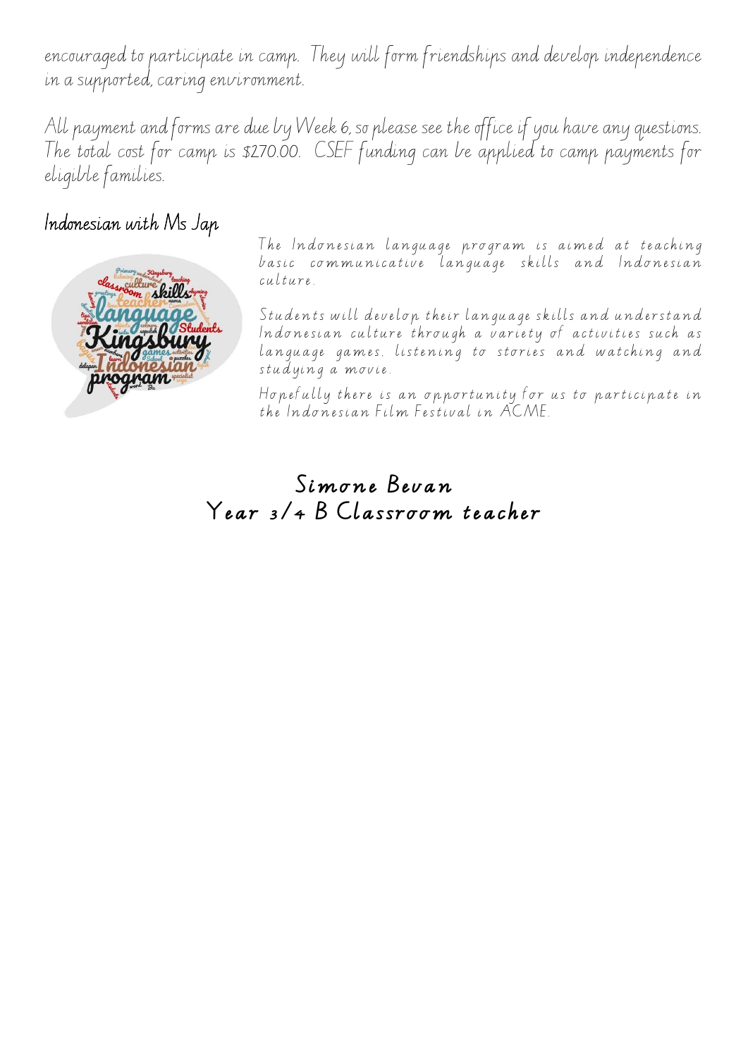encouraged to participate in camp. They will form friendships and develop independence in a supported, caring environment.

All payment and forms are due by Week 6, so please see the office if you have any questions. The total cost for camp is $270.00. CSEF funding can be applied to camp payments for eligible families.

## Indonesian with Ms Jap

The Indonesian language program is aimed at teaching basic communicative language skills and Indonesian culture.

Students will develop their language skills and understand Indonesian culture through a variety of activities such as language games, listening to stories and watching and studying a movie.

Hopefully there is an opportunity for us to participate in the Indonesian Film Festival in ACME.

**Simone Bevan**
**Year 3/4 B Classroom teacher**